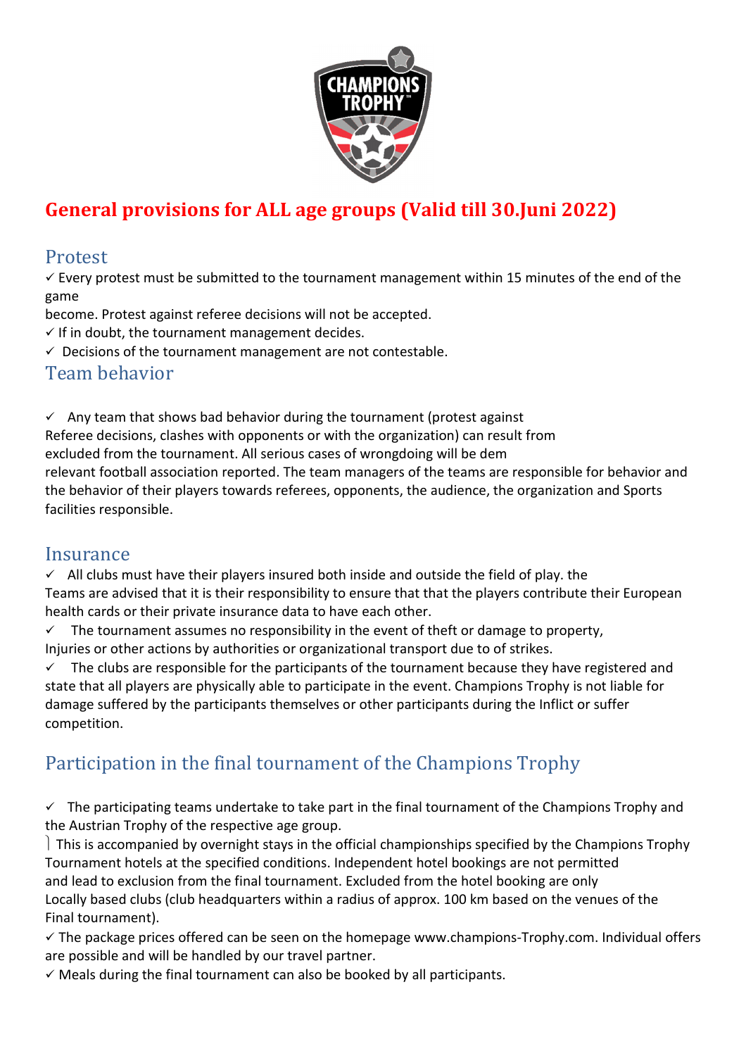# General provisions for ALL age groups (Valid till 30.Juni 2022)

## Protest

✓ Every protest must be submitted to the tournament management within 15 minutes of the end of the game
become. Protest against referee decisions will not be accepted.
✓ If in doubt, the tournament management decides.
✓ Decisions of the tournament management are not contestable.

## Team behavior

✓ Any team that shows bad behavior during the tournament (protest against Referee decisions, clashes with opponents or with the organization) can result from excluded from the tournament. All serious cases of wrongdoing will be dem relevant football association reported. The team managers of the teams are responsible for behavior and the behavior of their players towards referees, opponents, the audience, the organization and Sports facilities responsible.

## Insurance

✓ All clubs must have their players insured both inside and outside the field of play. the Teams are advised that it is their responsibility to ensure that that the players contribute their European health cards or their private insurance data to have each other.
✓ The tournament assumes no responsibility in the event of theft or damage to property, Injuries or other actions by authorities or organizational transport due to of strikes.
✓ The clubs are responsible for the participants of the tournament because they have registered and state that all players are physically able to participate in the event. Champions Trophy is not liable for damage suffered by the participants themselves or other participants during the Inflict or suffer competition.

## Participation in the final tournament of the Champions Trophy

✓ The participating teams undertake to take part in the final tournament of the Champions Trophy and the Austrian Trophy of the respective age group.
⎱ This is accompanied by overnight stays in the official championships specified by the Champions Trophy Tournament hotels at the specified conditions. Independent hotel bookings are not permitted and lead to exclusion from the final tournament. Excluded from the hotel booking are only Locally based clubs (club headquarters within a radius of approx. 100 km based on the venues of the Final tournament).
✓ The package prices offered can be seen on the homepage www.champions-Trophy.com. Individual offers are possible and will be handled by our travel partner.
✓ Meals during the final tournament can also be booked by all participants.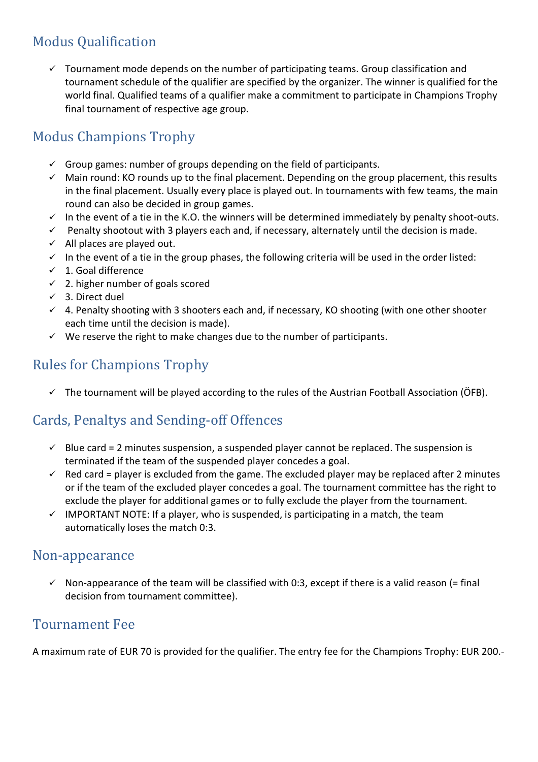## Modus Qualification

- ✓ Tournament mode depends on the number of participating teams. Group classification and tournament schedule of the qualifier are specified by the organizer. The winner is qualified for the world final. Qualified teams of a qualifier make a commitment to participate in Champions Trophy final tournament of respective age group.

## Modus Champions Trophy

- ✓ Group games: number of groups depending on the field of participants.
- ✓ Main round: KO rounds up to the final placement. Depending on the group placement, this results in the final placement. Usually every place is played out. In tournaments with few teams, the main round can also be decided in group games.
- ✓ In the event of a tie in the K.O. the winners will be determined immediately by penalty shoot-outs.
- ✓ Penalty shootout with 3 players each and, if necessary, alternately until the decision is made.
- ✓ All places are played out.
- ✓ In the event of a tie in the group phases, the following criteria will be used in the order listed:
- ✓ 1. Goal difference
- ✓ 2. higher number of goals scored
- ✓ 3. Direct duel
- ✓ 4. Penalty shooting with 3 shooters each and, if necessary, KO shooting (with one other shooter each time until the decision is made).
- ✓ We reserve the right to make changes due to the number of participants.

## Rules for Champions Trophy

- ✓ The tournament will be played according to the rules of the Austrian Football Association (ÖFB).

## Cards, Penaltys and Sending-off Offences

- ✓ Blue card = 2 minutes suspension, a suspended player cannot be replaced. The suspension is terminated if the team of the suspended player concedes a goal.
- ✓ Red card = player is excluded from the game. The excluded player may be replaced after 2 minutes or if the team of the excluded player concedes a goal. The tournament committee has the right to exclude the player for additional games or to fully exclude the player from the tournament.
- ✓ IMPORTANT NOTE: If a player, who is suspended, is participating in a match, the team automatically loses the match 0:3.

## Non-appearance

- ✓ Non-appearance of the team will be classified with 0:3, except if there is a valid reason (= final decision from tournament committee).

## Tournament Fee

A maximum rate of EUR 70 is provided for the qualifier. The entry fee for the Champions Trophy: EUR 200.-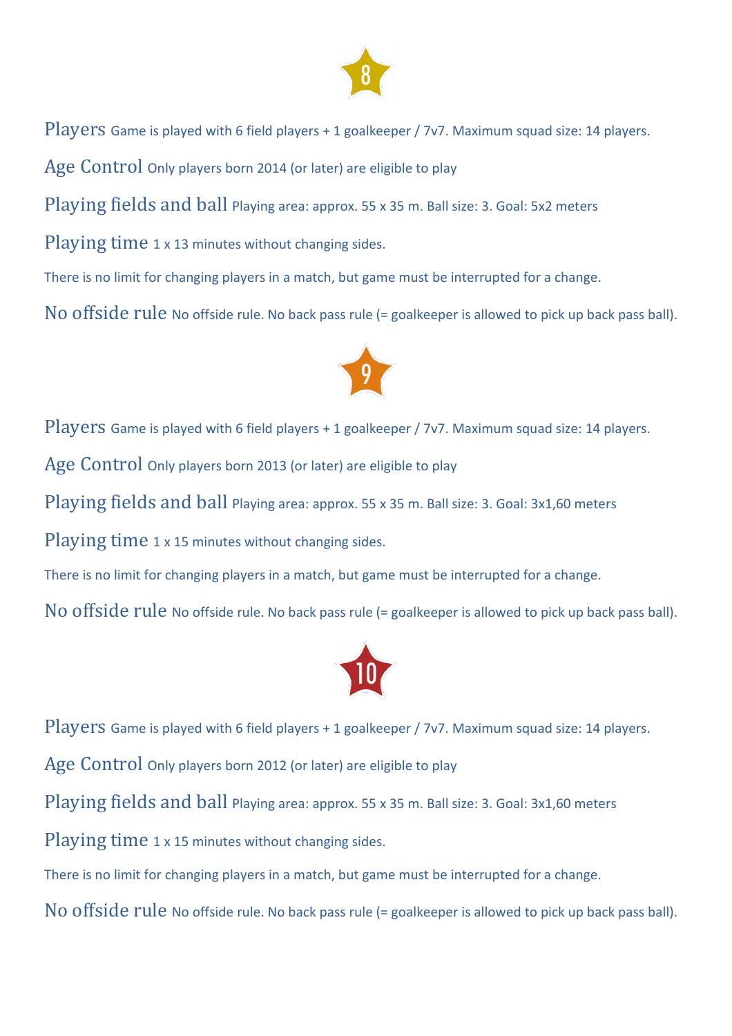## 8

**Players** Game is played with 6 field players + 1 goalkeeper / 7v7. Maximum squad size: 14 players.

**Age Control** Only players born 2014 (or later) are eligible to play

**Playing fields and ball** Playing area: approx. 55 x 35 m. Ball size: 3. Goal: 5x2 meters

**Playing time** 1 x 13 minutes without changing sides.

There is no limit for changing players in a match, but game must be interrupted for a change.

**No offside rule** No offside rule. No back pass rule (= goalkeeper is allowed to pick up back pass ball).

## 9

**Players** Game is played with 6 field players + 1 goalkeeper / 7v7. Maximum squad size: 14 players.

**Age Control** Only players born 2013 (or later) are eligible to play

**Playing fields and ball** Playing area: approx. 55 x 35 m. Ball size: 3. Goal: 3x1,60 meters

**Playing time** 1 x 15 minutes without changing sides.

There is no limit for changing players in a match, but game must be interrupted for a change.

**No offside rule** No offside rule. No back pass rule (= goalkeeper is allowed to pick up back pass ball).

## 10

**Players** Game is played with 6 field players + 1 goalkeeper / 7v7. Maximum squad size: 14 players.

**Age Control** Only players born 2012 (or later) are eligible to play

**Playing fields and ball** Playing area: approx. 55 x 35 m. Ball size: 3. Goal: 3x1,60 meters

**Playing time** 1 x 15 minutes without changing sides.

There is no limit for changing players in a match, but game must be interrupted for a change.

**No offside rule** No offside rule. No back pass rule (= goalkeeper is allowed to pick up back pass ball).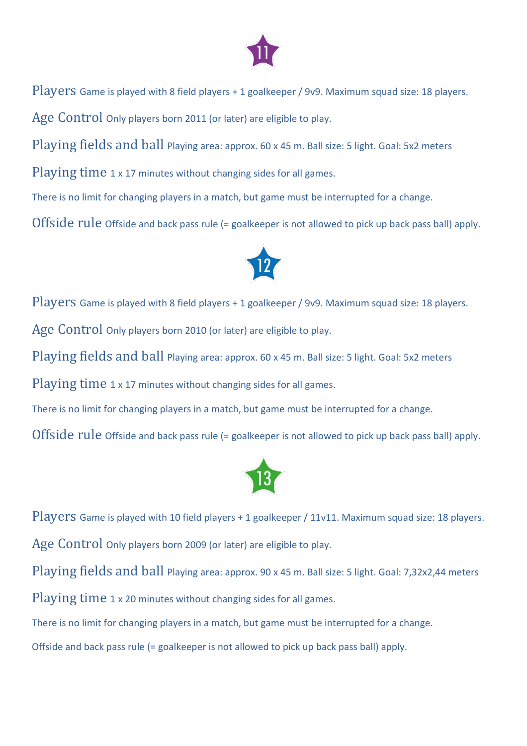## 11

**Players** Game is played with 8 field players + 1 goalkeeper / 9v9. Maximum squad size: 18 players.

**Age Control** Only players born 2011 (or later) are eligible to play.

**Playing fields and ball** Playing area: approx. 60 x 45 m. Ball size: 5 light. Goal: 5x2 meters

**Playing time** 1 x 17 minutes without changing sides for all games.

There is no limit for changing players in a match, but game must be interrupted for a change.

**Offside rule** Offside and back pass rule (= goalkeeper is not allowed to pick up back pass ball) apply.

## 12

**Players** Game is played with 8 field players + 1 goalkeeper / 9v9. Maximum squad size: 18 players.

**Age Control** Only players born 2010 (or later) are eligible to play.

**Playing fields and ball** Playing area: approx. 60 x 45 m. Ball size: 5 light. Goal: 5x2 meters

**Playing time** 1 x 17 minutes without changing sides for all games.

There is no limit for changing players in a match, but game must be interrupted for a change.

**Offside rule** Offside and back pass rule (= goalkeeper is not allowed to pick up back pass ball) apply.

## 13

**Players** Game is played with 10 field players + 1 goalkeeper / 11v11. Maximum squad size: 18 players.

**Age Control** Only players born 2009 (or later) are eligible to play.

**Playing fields and ball** Playing area: approx. 90 x 45 m. Ball size: 5 light. Goal: 7,32x2,44 meters

**Playing time** 1 x 20 minutes without changing sides for all games.

There is no limit for changing players in a match, but game must be interrupted for a change.

Offside and back pass rule (= goalkeeper is not allowed to pick up back pass ball) apply.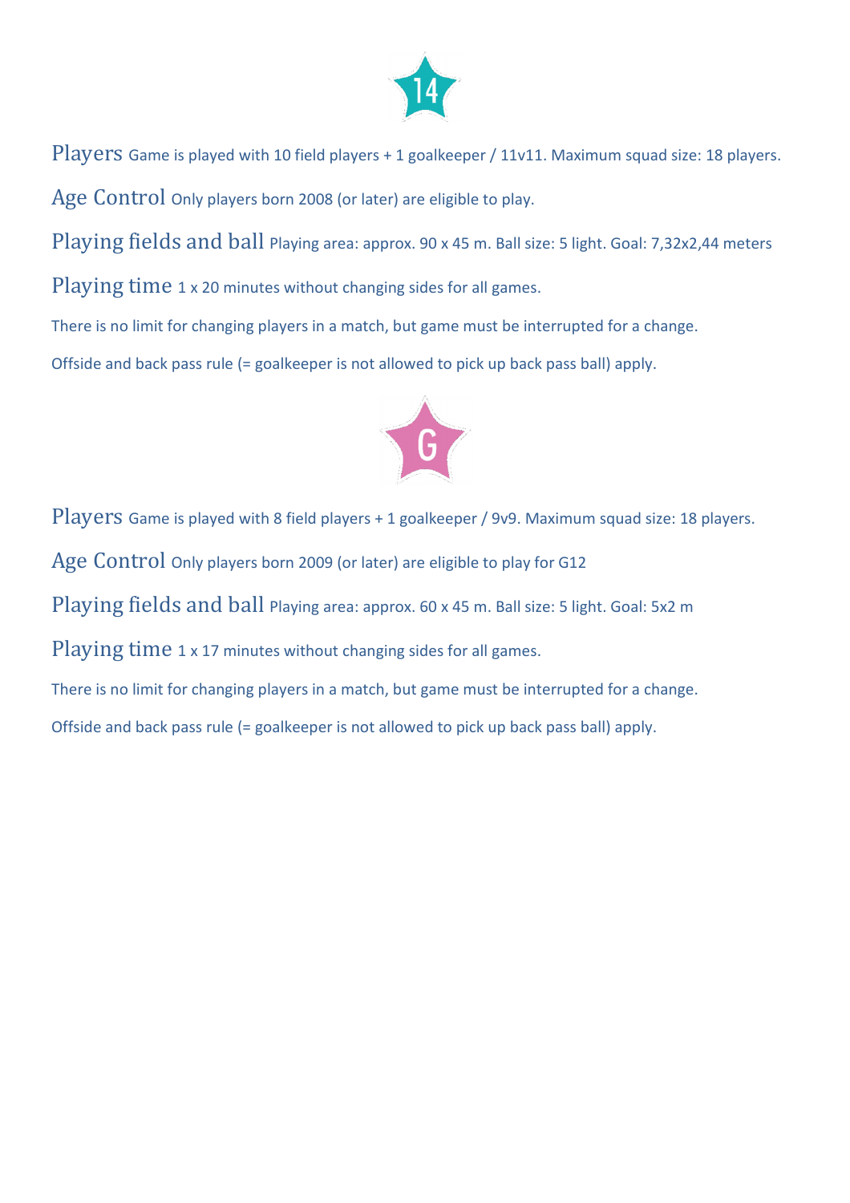## 14

**Players** Game is played with 10 field players + 1 goalkeeper / 11v11. Maximum squad size: 18 players.

**Age Control** Only players born 2008 (or later) are eligible to play.

**Playing fields and ball** Playing area: approx. 90 x 45 m. Ball size: 5 light. Goal: 7,32x2,44 meters

**Playing time** 1 x 20 minutes without changing sides for all games.

There is no limit for changing players in a match, but game must be interrupted for a change.

Offside and back pass rule (= goalkeeper is not allowed to pick up back pass ball) apply.

## G

**Players** Game is played with 8 field players + 1 goalkeeper / 9v9. Maximum squad size: 18 players.

**Age Control** Only players born 2009 (or later) are eligible to play for G12

**Playing fields and ball** Playing area: approx. 60 x 45 m. Ball size: 5 light. Goal: 5x2 m

**Playing time** 1 x 17 minutes without changing sides for all games.

There is no limit for changing players in a match, but game must be interrupted for a change.

Offside and back pass rule (= goalkeeper is not allowed to pick up back pass ball) apply.